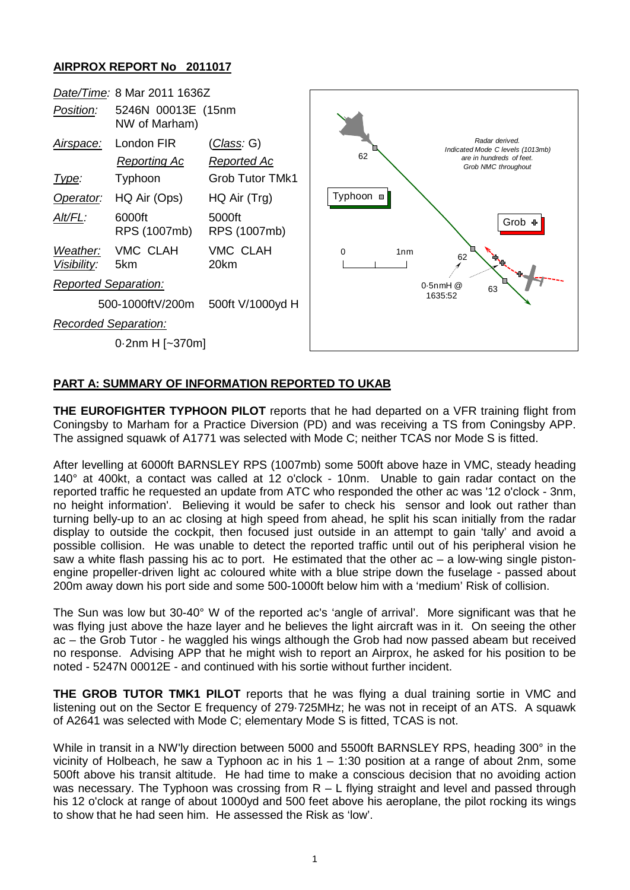**AIRPROX REPORT No 2011017**

| | | |
|---|---|---|
| *Date/Time:* | 8 Mar 2011 1636Z | |
| *Position:* | 5246N 00013E (15nm NW of Marham) | |
| *Airspace:* | London FIR | (*Class:* G) |
| | *Reporting Ac* | *Reported Ac* |
| *Type:* | Typhoon | Grob Tutor TMk1 |
| *Operator:* | HQ Air (Ops) | HQ Air (Trg) |
| *Alt/FL:* | 6000ft RPS (1007mb) | 5000ft RPS (1007mb) |
| *Weather:* | VMC CLAH | VMC CLAH |
| *Visibility:* | 5km | 20km |
| *Reported Separation:* | | |
| | 500-1000ftV/200m | 500ft V/1000yd H |
| *Recorded Separation:* | | |
| | 0·2nm H [~370m] | |

Radar derived. Indicated Mode C levels (1013mb) are in hundreds of feet. Grob NMC throughout

Typhoon 62, 62, 63; Grob; 0·5nmH @ 1635:52; 0 1nm

**PART A: SUMMARY OF INFORMATION REPORTED TO UKAB**

**THE EUROFIGHTER TYPHOON PILOT** reports that he had departed on a VFR training flight from Coningsby to Marham for a Practice Diversion (PD) and was receiving a TS from Coningsby APP. The assigned squawk of A1771 was selected with Mode C; neither TCAS nor Mode S is fitted.

After levelling at 6000ft BARNSLEY RPS (1007mb) some 500ft above haze in VMC, steady heading 140° at 400kt, a contact was called at 12 o'clock - 10nm. Unable to gain radar contact on the reported traffic he requested an update from ATC who responded the other ac was '12 o'clock - 3nm, no height information'. Believing it would be safer to check his sensor and look out rather than turning belly-up to an ac closing at high speed from ahead, he split his scan initially from the radar display to outside the cockpit, then focused just outside in an attempt to gain 'tally' and avoid a possible collision. He was unable to detect the reported traffic until out of his peripheral vision he saw a white flash passing his ac to port. He estimated that the other ac – a low-wing single piston-engine propeller-driven light ac coloured white with a blue stripe down the fuselage - passed about 200m away down his port side and some 500-1000ft below him with a 'medium' Risk of collision.

The Sun was low but 30-40° W of the reported ac's 'angle of arrival'. More significant was that he was flying just above the haze layer and he believes the light aircraft was in it. On seeing the other ac – the Grob Tutor - he waggled his wings although the Grob had now passed abeam but received no response. Advising APP that he might wish to report an Airprox, he asked for his position to be noted - 5247N 00012E - and continued with his sortie without further incident.

**THE GROB TUTOR TMK1 PILOT** reports that he was flying a dual training sortie in VMC and listening out on the Sector E frequency of 279·725MHz; he was not in receipt of an ATS. A squawk of A2641 was selected with Mode C; elementary Mode S is fitted, TCAS is not.

While in transit in a NW'ly direction between 5000 and 5500ft BARNSLEY RPS, heading 300° in the vicinity of Holbeach, he saw a Typhoon ac in his 1 – 1:30 position at a range of about 2nm, some 500ft above his transit altitude. He had time to make a conscious decision that no avoiding action was necessary. The Typhoon was crossing from R – L flying straight and level and passed through his 12 o'clock at range of about 1000yd and 500 feet above his aeroplane, the pilot rocking its wings to show that he had seen him. He assessed the Risk as 'low'.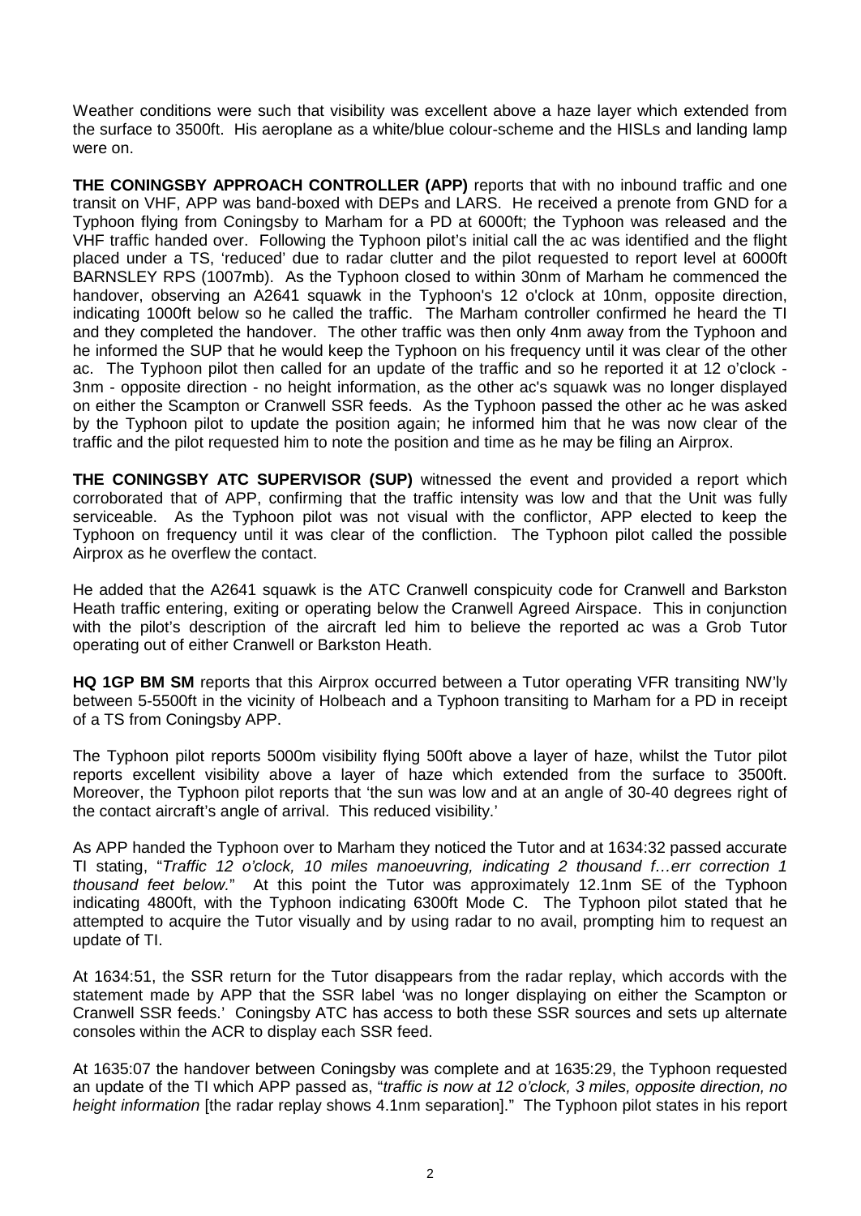Weather conditions were such that visibility was excellent above a haze layer which extended from the surface to 3500ft. His aeroplane as a white/blue colour-scheme and the HISLs and landing lamp were on.

**THE CONINGSBY APPROACH CONTROLLER (APP)** reports that with no inbound traffic and one transit on VHF, APP was band-boxed with DEPs and LARS. He received a prenote from GND for a Typhoon flying from Coningsby to Marham for a PD at 6000ft; the Typhoon was released and the VHF traffic handed over. Following the Typhoon pilot's initial call the ac was identified and the flight placed under a TS, 'reduced' due to radar clutter and the pilot requested to report level at 6000ft BARNSLEY RPS (1007mb). As the Typhoon closed to within 30nm of Marham he commenced the handover, observing an A2641 squawk in the Typhoon's 12 o'clock at 10nm, opposite direction, indicating 1000ft below so he called the traffic. The Marham controller confirmed he heard the TI and they completed the handover. The other traffic was then only 4nm away from the Typhoon and he informed the SUP that he would keep the Typhoon on his frequency until it was clear of the other ac. The Typhoon pilot then called for an update of the traffic and so he reported it at 12 o'clock - 3nm - opposite direction - no height information, as the other ac's squawk was no longer displayed on either the Scampton or Cranwell SSR feeds. As the Typhoon passed the other ac he was asked by the Typhoon pilot to update the position again; he informed him that he was now clear of the traffic and the pilot requested him to note the position and time as he may be filing an Airprox.

**THE CONINGSBY ATC SUPERVISOR (SUP)** witnessed the event and provided a report which corroborated that of APP, confirming that the traffic intensity was low and that the Unit was fully serviceable. As the Typhoon pilot was not visual with the conflictor, APP elected to keep the Typhoon on frequency until it was clear of the confliction. The Typhoon pilot called the possible Airprox as he overflew the contact.

He added that the A2641 squawk is the ATC Cranwell conspicuity code for Cranwell and Barkston Heath traffic entering, exiting or operating below the Cranwell Agreed Airspace. This in conjunction with the pilot's description of the aircraft led him to believe the reported ac was a Grob Tutor operating out of either Cranwell or Barkston Heath.

**HQ 1GP BM SM** reports that this Airprox occurred between a Tutor operating VFR transiting NW'ly between 5-5500ft in the vicinity of Holbeach and a Typhoon transiting to Marham for a PD in receipt of a TS from Coningsby APP.

The Typhoon pilot reports 5000m visibility flying 500ft above a layer of haze, whilst the Tutor pilot reports excellent visibility above a layer of haze which extended from the surface to 3500ft. Moreover, the Typhoon pilot reports that 'the sun was low and at an angle of 30-40 degrees right of the contact aircraft's angle of arrival. This reduced visibility.'

As APP handed the Typhoon over to Marham they noticed the Tutor and at 1634:32 passed accurate TI stating, "*Traffic 12 o'clock, 10 miles manoeuvring, indicating 2 thousand f…err correction 1 thousand feet below.*" At this point the Tutor was approximately 12.1nm SE of the Typhoon indicating 4800ft, with the Typhoon indicating 6300ft Mode C. The Typhoon pilot stated that he attempted to acquire the Tutor visually and by using radar to no avail, prompting him to request an update of TI.

At 1634:51, the SSR return for the Tutor disappears from the radar replay, which accords with the statement made by APP that the SSR label 'was no longer displaying on either the Scampton or Cranwell SSR feeds.' Coningsby ATC has access to both these SSR sources and sets up alternate consoles within the ACR to display each SSR feed.

At 1635:07 the handover between Coningsby was complete and at 1635:29, the Typhoon requested an update of the TI which APP passed as, "*traffic is now at 12 o'clock, 3 miles, opposite direction, no height information* [the radar replay shows 4.1nm separation]." The Typhoon pilot states in his report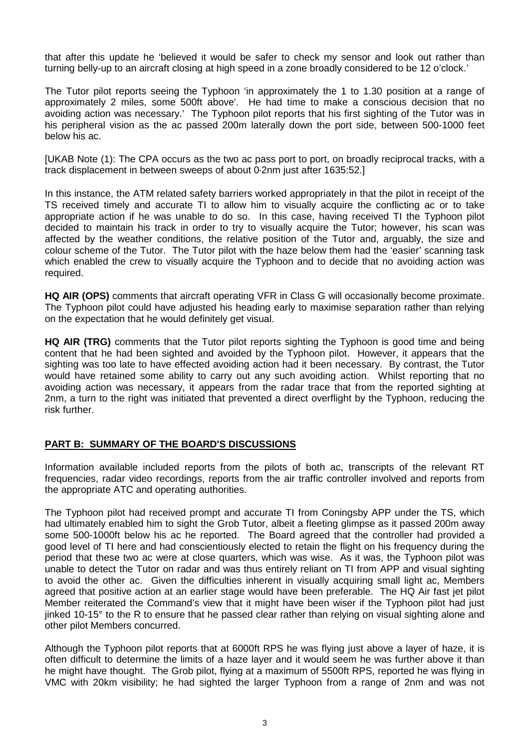that after this update he 'believed it would be safer to check my sensor and look out rather than turning belly-up to an aircraft closing at high speed in a zone broadly considered to be 12 o'clock.'

The Tutor pilot reports seeing the Typhoon 'in approximately the 1 to 1.30 position at a range of approximately 2 miles, some 500ft above'. He had time to make a conscious decision that no avoiding action was necessary.' The Typhoon pilot reports that his first sighting of the Tutor was in his peripheral vision as the ac passed 200m laterally down the port side, between 500-1000 feet below his ac.

[UKAB Note (1): The CPA occurs as the two ac pass port to port, on broadly reciprocal tracks, with a track displacement in between sweeps of about 0·2nm just after 1635:52.]

In this instance, the ATM related safety barriers worked appropriately in that the pilot in receipt of the TS received timely and accurate TI to allow him to visually acquire the conflicting ac or to take appropriate action if he was unable to do so. In this case, having received TI the Typhoon pilot decided to maintain his track in order to try to visually acquire the Tutor; however, his scan was affected by the weather conditions, the relative position of the Tutor and, arguably, the size and colour scheme of the Tutor. The Tutor pilot with the haze below them had the 'easier' scanning task which enabled the crew to visually acquire the Typhoon and to decide that no avoiding action was required.

**HQ AIR (OPS)** comments that aircraft operating VFR in Class G will occasionally become proximate. The Typhoon pilot could have adjusted his heading early to maximise separation rather than relying on the expectation that he would definitely get visual.

**HQ AIR (TRG)** comments that the Tutor pilot reports sighting the Typhoon is good time and being content that he had been sighted and avoided by the Typhoon pilot. However, it appears that the sighting was too late to have effected avoiding action had it been necessary. By contrast, the Tutor would have retained some ability to carry out any such avoiding action. Whilst reporting that no avoiding action was necessary, it appears from the radar trace that from the reported sighting at 2nm, a turn to the right was initiated that prevented a direct overflight by the Typhoon, reducing the risk further.

## PART B: SUMMARY OF THE BOARD'S DISCUSSIONS

Information available included reports from the pilots of both ac, transcripts of the relevant RT frequencies, radar video recordings, reports from the air traffic controller involved and reports from the appropriate ATC and operating authorities.

The Typhoon pilot had received prompt and accurate TI from Coningsby APP under the TS, which had ultimately enabled him to sight the Grob Tutor, albeit a fleeting glimpse as it passed 200m away some 500-1000ft below his ac he reported. The Board agreed that the controller had provided a good level of TI here and had conscientiously elected to retain the flight on his frequency during the period that these two ac were at close quarters, which was wise. As it was, the Typhoon pilot was unable to detect the Tutor on radar and was thus entirely reliant on TI from APP and visual sighting to avoid the other ac. Given the difficulties inherent in visually acquiring small light ac, Members agreed that positive action at an earlier stage would have been preferable. The HQ Air fast jet pilot Member reiterated the Command's view that it might have been wiser if the Typhoon pilot had just jinked 10-15° to the R to ensure that he passed clear rather than relying on visual sighting alone and other pilot Members concurred.

Although the Typhoon pilot reports that at 6000ft RPS he was flying just above a layer of haze, it is often difficult to determine the limits of a haze layer and it would seem he was further above it than he might have thought. The Grob pilot, flying at a maximum of 5500ft RPS, reported he was flying in VMC with 20km visibility; he had sighted the larger Typhoon from a range of 2nm and was not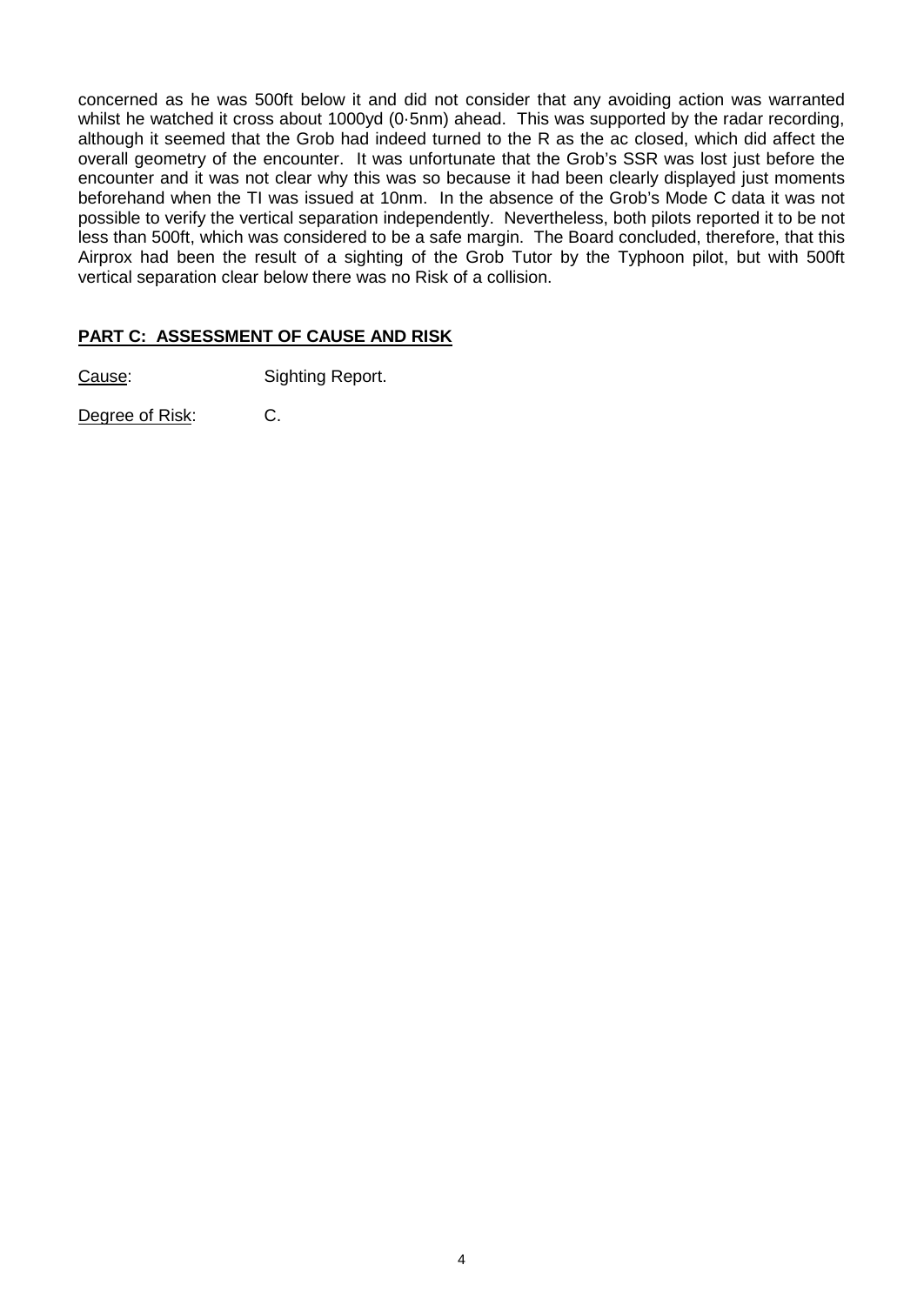concerned as he was 500ft below it and did not consider that any avoiding action was warranted whilst he watched it cross about 1000yd (0·5nm) ahead. This was supported by the radar recording, although it seemed that the Grob had indeed turned to the R as the ac closed, which did affect the overall geometry of the encounter. It was unfortunate that the Grob's SSR was lost just before the encounter and it was not clear why this was so because it had been clearly displayed just moments beforehand when the TI was issued at 10nm. In the absence of the Grob's Mode C data it was not possible to verify the vertical separation independently. Nevertheless, both pilots reported it to be not less than 500ft, which was considered to be a safe margin. The Board concluded, therefore, that this Airprox had been the result of a sighting of the Grob Tutor by the Typhoon pilot, but with 500ft vertical separation clear below there was no Risk of a collision.

## PART C: ASSESSMENT OF CAUSE AND RISK

Cause: Sighting Report.

Degree of Risk: C.